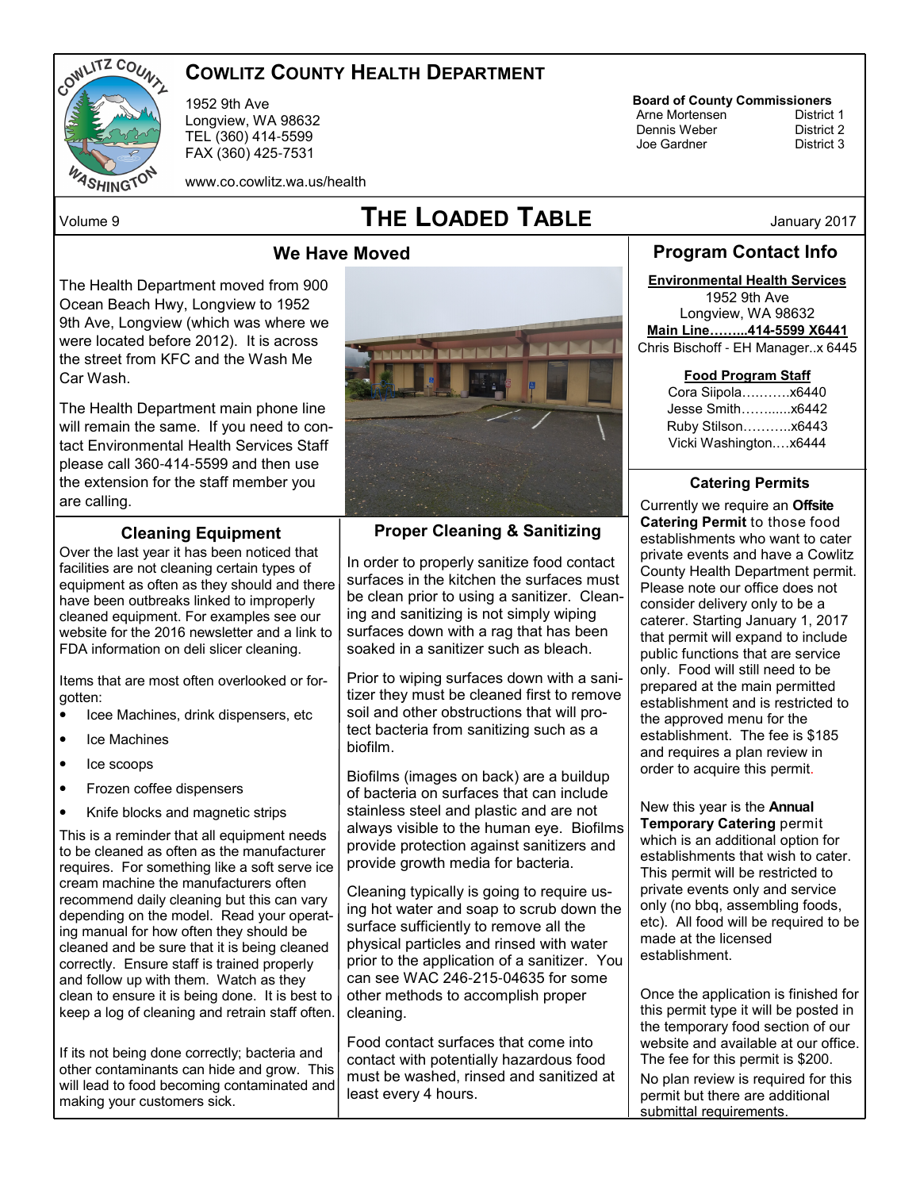# COWLITZ COUNTY HEALTH DEPARTMENT

1952 9th Ave
Longview, WA 98632
TEL (360) 414-5599
FAX (360) 425-7531

www.co.cowlitz.wa.us/health

**Board of County Commissioners**

| | |
|---|---|
| Arne Mortensen | District 1 |
| Dennis Weber | District 2 |
| Joe Gardner | District 3 |

Volume 9

# THE LOADED TABLE

January 2017

## We Have Moved

The Health Department moved from 900 Ocean Beach Hwy, Longview to 1952 9th Ave, Longview (which was where we were located before 2012). It is across the street from KFC and the Wash Me Car Wash.

The Health Department main phone line will remain the same. If you need to contact Environmental Health Services Staff please call 360-414-5599 and then use the extension for the staff member you are calling.

## Cleaning Equipment

Over the last year it has been noticed that facilities are not cleaning certain types of equipment as often as they should and there have been outbreaks linked to improperly cleaned equipment. For examples see our website for the 2016 newsletter and a link to FDA information on deli slicer cleaning.

Items that are most often overlooked or forgotten:

- Icee Machines, drink dispensers, etc
- Ice Machines
- Ice scoops
- Frozen coffee dispensers
- Knife blocks and magnetic strips

This is a reminder that all equipment needs to be cleaned as often as the manufacturer requires. For something like a soft serve ice cream machine the manufacturers often recommend daily cleaning but this can vary depending on the model. Read your operating manual for how often they should be cleaned and be sure that it is being cleaned correctly. Ensure staff is trained properly and follow up with them. Watch as they clean to ensure it is being done. It is best to keep a log of cleaning and retrain staff often.

If its not being done correctly; bacteria and other contaminants can hide and grow. This will lead to food becoming contaminated and making your customers sick.

## Proper Cleaning & Sanitizing

In order to properly sanitize food contact surfaces in the kitchen the surfaces must be clean prior to using a sanitizer. Cleaning and sanitizing is not simply wiping surfaces down with a rag that has been soaked in a sanitizer such as bleach.

Prior to wiping surfaces down with a sanitizer they must be cleaned first to remove soil and other obstructions that will protect bacteria from sanitizing such as a biofilm.

Biofilms (images on back) are a buildup of bacteria on surfaces that can include stainless steel and plastic and are not always visible to the human eye. Biofilms provide protection against sanitizers and provide growth media for bacteria.

Cleaning typically is going to require using hot water and soap to scrub down the surface sufficiently to remove all the physical particles and rinsed with water prior to the application of a sanitizer. You can see WAC 246-215-04635 for some other methods to accomplish proper cleaning.

Food contact surfaces that come into contact with potentially hazardous food must be washed, rinsed and sanitized at least every 4 hours.

## Program Contact Info

**Environmental Health Services**
1952 9th Ave
Longview, WA 98632
**Main Line……...414-5599 X6441**
Chris Bischoff - EH Manager..x 6445

**Food Program Staff**
Cora Siipola……….x6440
Jesse Smith……......x6442
Ruby Stilson………..x6443
Vicki Washington.…x6444

### Catering Permits

Currently we require an **Offsite Catering Permit** to those food establishments who want to cater private events and have a Cowlitz County Health Department permit. Please note our office does not consider delivery only to be a caterer. Starting January 1, 2017 that permit will expand to include public functions that are service only. Food will still need to be prepared at the main permitted establishment and is restricted to the approved menu for the establishment. The fee is $185 and requires a plan review in order to acquire this permit.

New this year is the **Annual Temporary Catering** permit which is an additional option for establishments that wish to cater. This permit will be restricted to private events only and service only (no bbq, assembling foods, etc). All food will be required to be made at the licensed establishment.

Once the application is finished for this permit type it will be posted in the temporary food section of our website and available at our office. The fee for this permit is $200.

No plan review is required for this permit but there are additional submittal requirements.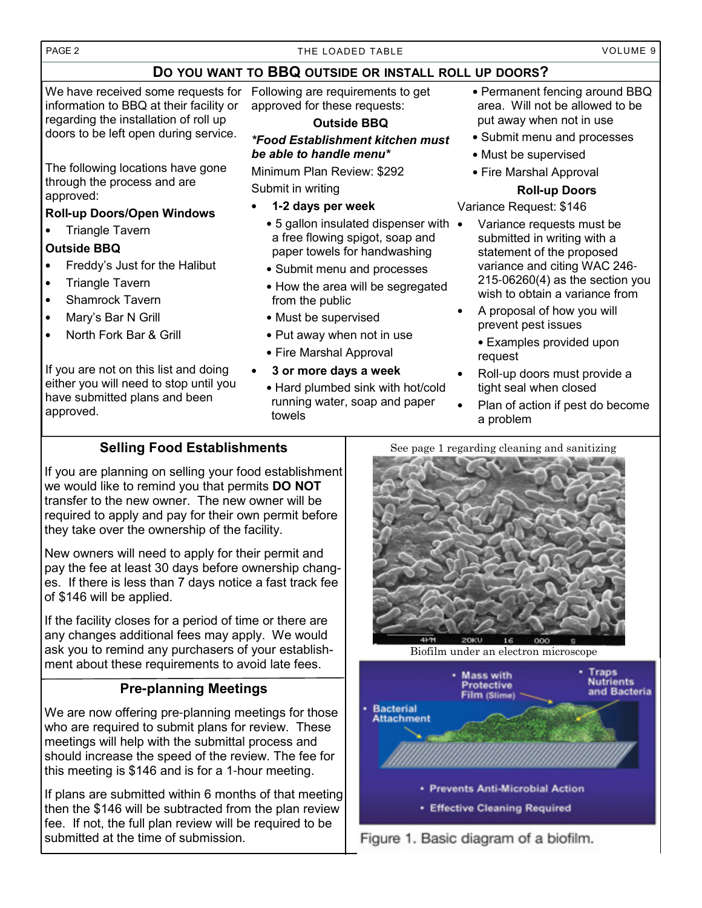## Do you want to BBQ outside or install roll up doors?

We have received some requests for information to BBQ at their facility or regarding the installation of roll up doors to be left open during service.

The following locations have gone through the process and are approved:

**Roll-up Doors/Open Windows**

- Triangle Tavern

**Outside BBQ**

- Freddy's Just for the Halibut
- Triangle Tavern
- Shamrock Tavern
- Mary's Bar N Grill
- North Fork Bar & Grill

If you are not on this list and doing either you will need to stop until you have submitted plans and been approved.

Following are requirements to get approved for these requests:

### Outside BBQ

***Food Establishment kitchen must be able to handle menu***

Minimum Plan Review: $292

Submit in writing

- **1-2 days per week**
  - 5 gallon insulated dispenser with a free flowing spigot, soap and paper towels for handwashing
  - Submit menu and processes
  - How the area will be segregated from the public
  - Must be supervised
  - Put away when not in use
  - Fire Marshal Approval
- **3 or more days a week**
  - Hard plumbed sink with hot/cold running water, soap and paper towels
  - Permanent fencing around BBQ area. Will not be allowed to be put away when not in use
  - Submit menu and processes
  - Must be supervised
  - Fire Marshal Approval

### Roll-up Doors

Variance Request: $146

- Variance requests must be submitted in writing with a statement of the proposed variance and citing WAC 246-215-06260(4) as the section you wish to obtain a variance from
- A proposal of how you will prevent pest issues
  - Examples provided upon request
- Roll-up doors must provide a tight seal when closed
- Plan of action if pest do become a problem

## Selling Food Establishments

If you are planning on selling your food establishment we would like to remind you that permits **DO NOT** transfer to the new owner. The new owner will be required to apply and pay for their own permit before they take over the ownership of the facility.

New owners will need to apply for their permit and pay the fee at least 30 days before ownership changes. If there is less than 7 days notice a fast track fee of $146 will be applied.

If the facility closes for a period of time or there are any changes additional fees may apply. We would ask you to remind any purchasers of your establishment about these requirements to avoid late fees.

## Pre-planning Meetings

We are now offering pre-planning meetings for those who are required to submit plans for review. These meetings will help with the submittal process and should increase the speed of the review. The fee for this meeting is $146 and is for a 1-hour meeting.

If plans are submitted within 6 months of that meeting then the $146 will be subtracted from the plan review fee. If not, the full plan review will be required to be submitted at the time of submission.

See page 1 regarding cleaning and sanitizing

Biofilm under an electron microscope

Figure 1. Basic diagram of a biofilm.